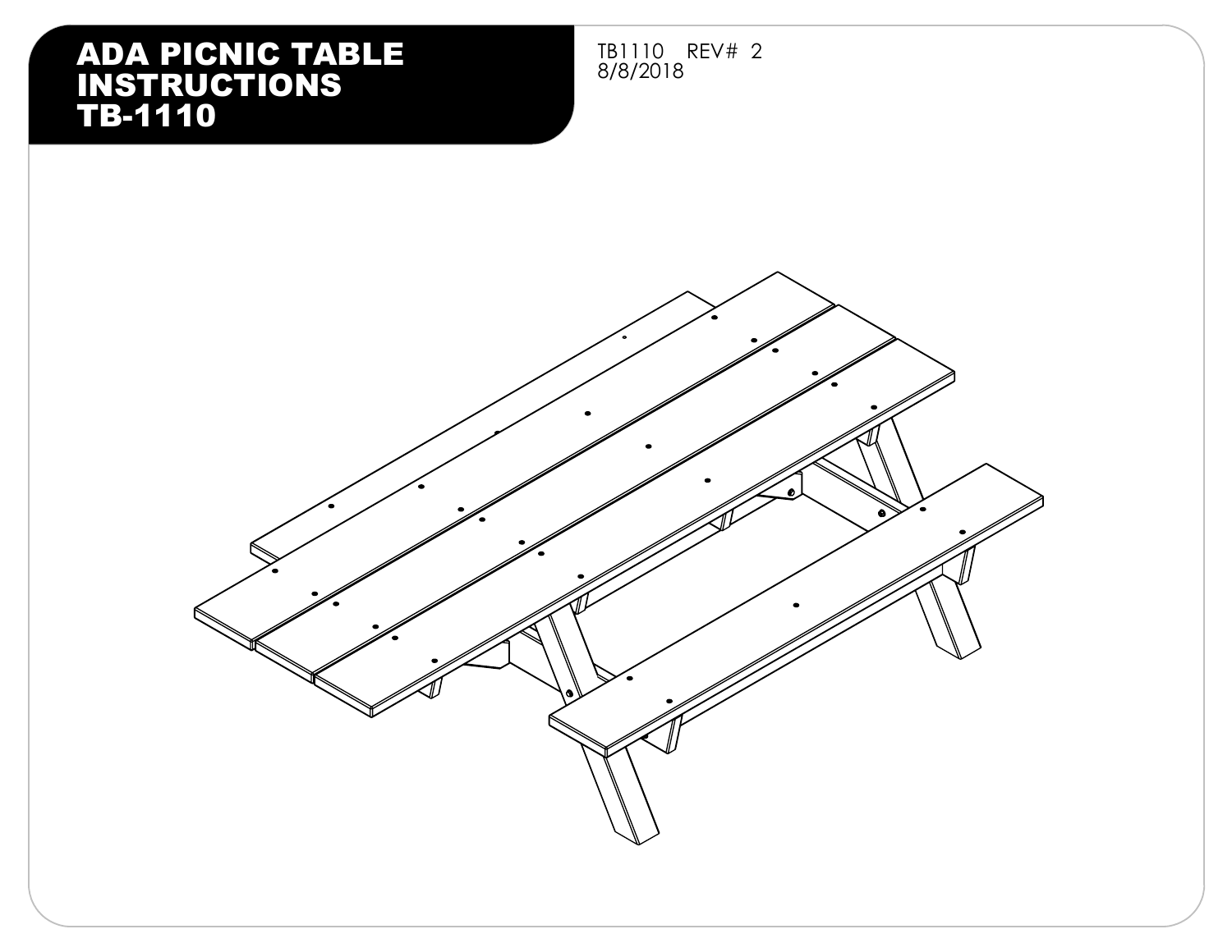# ADA PICNIC TABLE INSTRUCTIONS TB-1110

TB1110 REV# 2
8/8/2018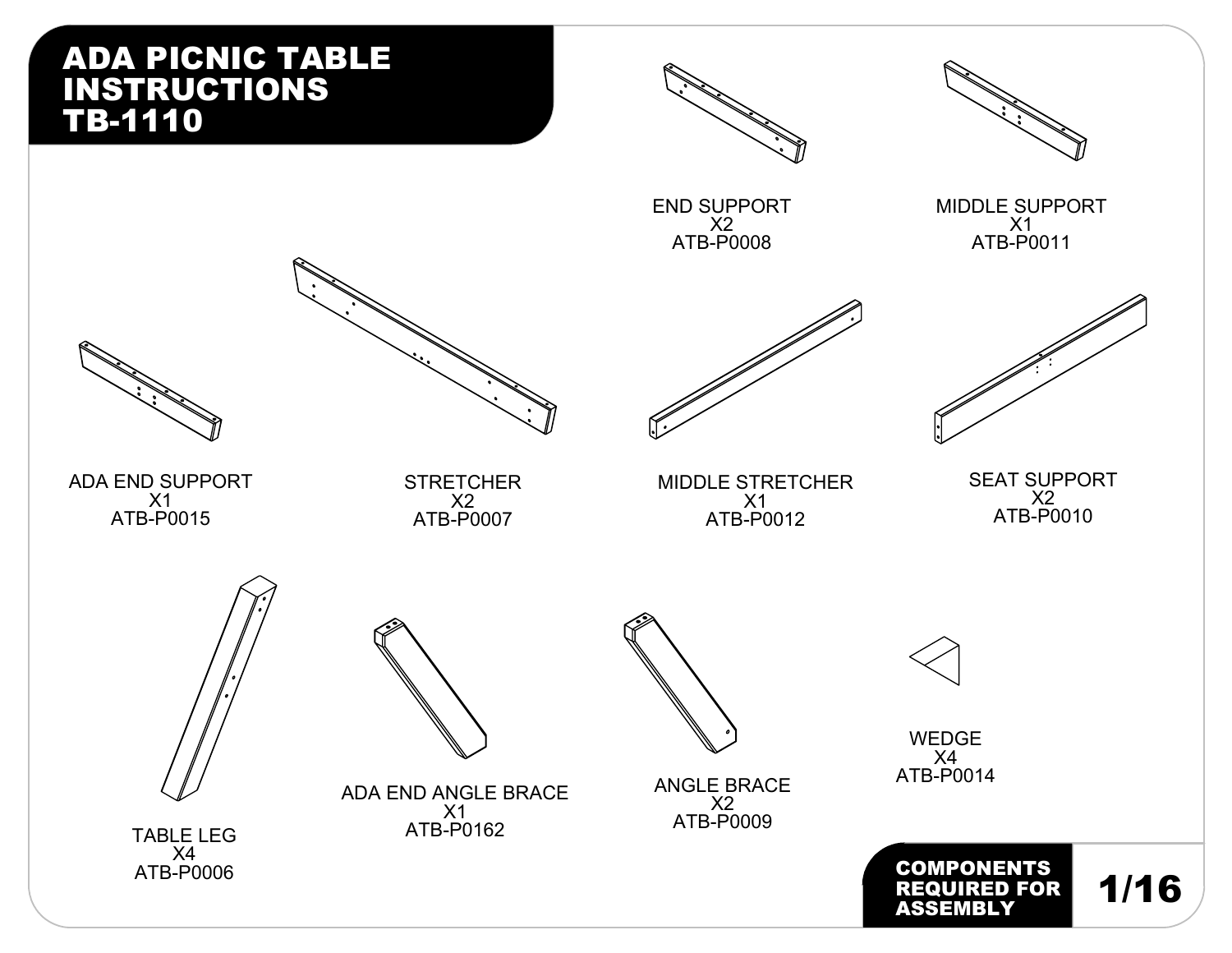# ADA PICNIC TABLE INSTRUCTIONS TB-1110

END SUPPORT
X2
ATB-P0008

MIDDLE SUPPORT
X1
ATB-P0011

ADA END SUPPORT
X1
ATB-P0015

STRETCHER
X2
ATB-P0007

MIDDLE STRETCHER
X1
ATB-P0012

SEAT SUPPORT
X2
ATB-P0010

TABLE LEG
X4
ATB-P0006

ADA END ANGLE BRACE
X1
ATB-P0162

ANGLE BRACE
X2
ATB-P0009

WEDGE
X4
ATB-P0014

**COMPONENTS REQUIRED FOR ASSEMBLY**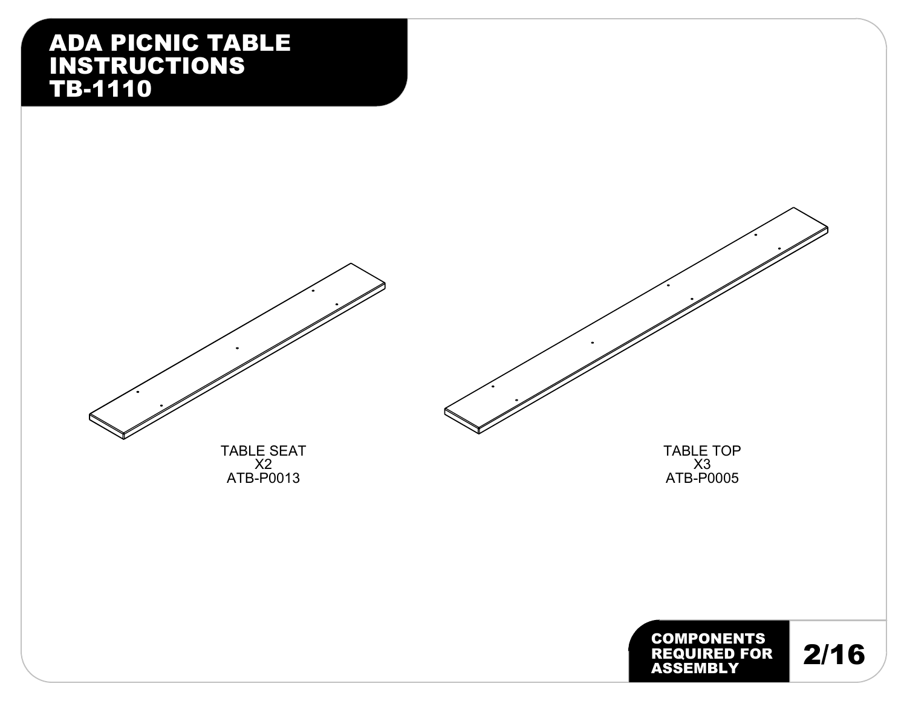# ADA PICNIC TABLE INSTRUCTIONS TB-1110

TABLE SEAT
X2
ATB-P0013

TABLE TOP
X3
ATB-P0005

**COMPONENTS REQUIRED FOR ASSEMBLY**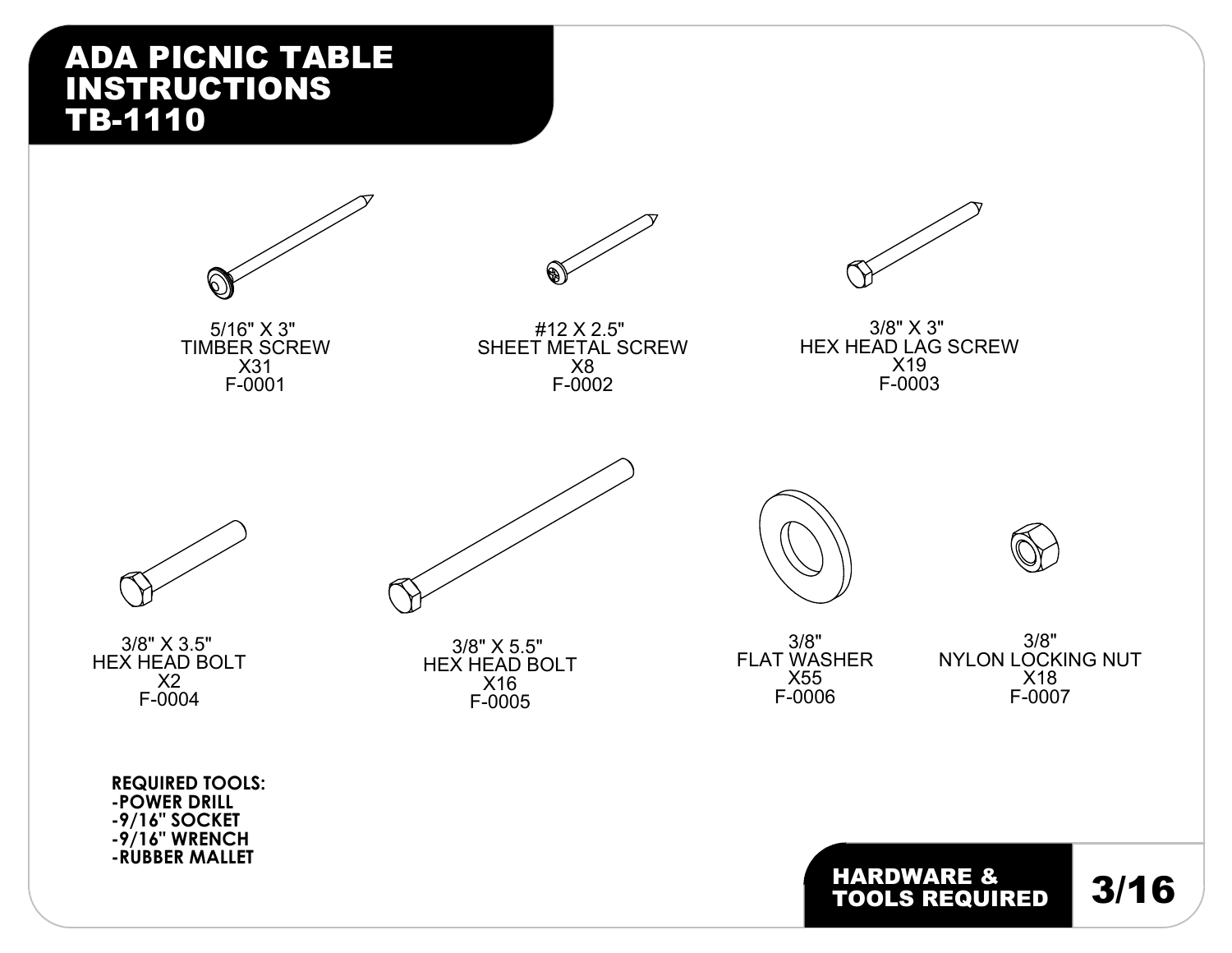# ADA PICNIC TABLE INSTRUCTIONS TB-1110

5/16" X 3"
TIMBER SCREW
X31
F-0001

#12 X 2.5"
SHEET METAL SCREW
X8
F-0002

3/8" X 3"
HEX HEAD LAG SCREW
X19
F-0003

3/8" X 3.5"
HEX HEAD BOLT
X2
F-0004

3/8" X 5.5"
HEX HEAD BOLT
X16
F-0005

3/8"
FLAT WASHER
X55
F-0006

3/8"
NYLON LOCKING NUT
X18
F-0007

**REQUIRED TOOLS:**
**-POWER DRILL**
**-9/16" SOCKET**
**-9/16" WRENCH**
**-RUBBER MALLET**

## HARDWARE & TOOLS REQUIRED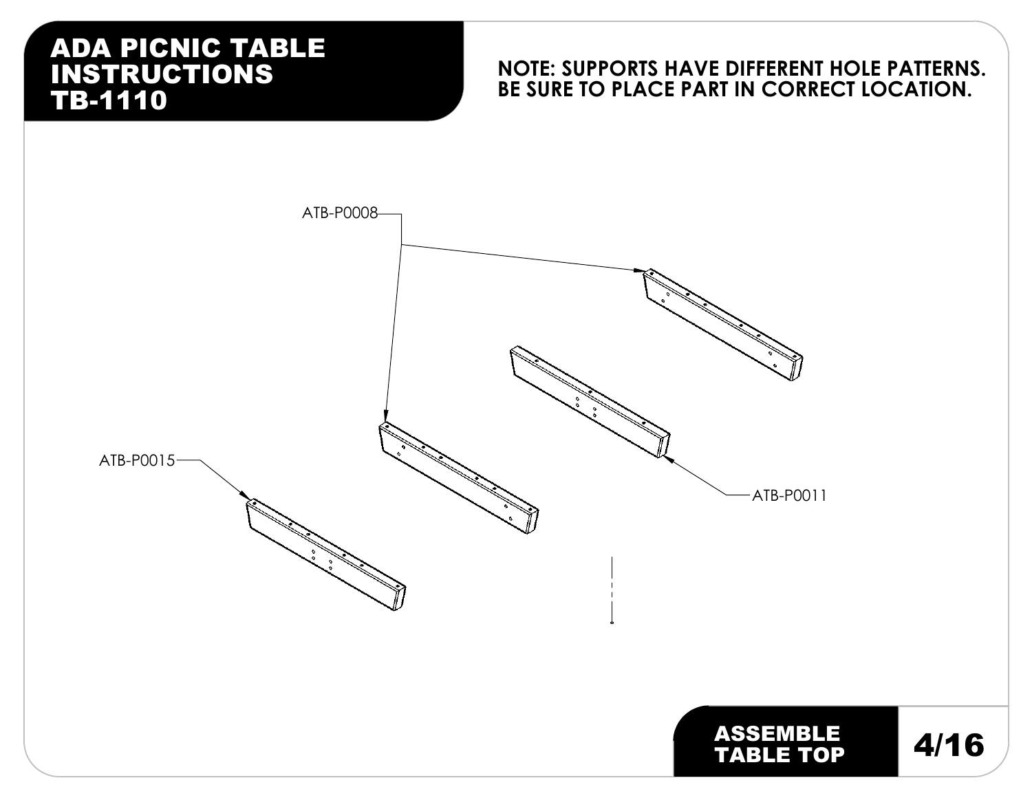# ADA PICNIC TABLE INSTRUCTIONS TB-1110

**NOTE: SUPPORTS HAVE DIFFERENT HOLE PATTERNS. BE SURE TO PLACE PART IN CORRECT LOCATION.**

ATB-P0008

ATB-P0015

ATB-P0011

## ASSEMBLE TABLE TOP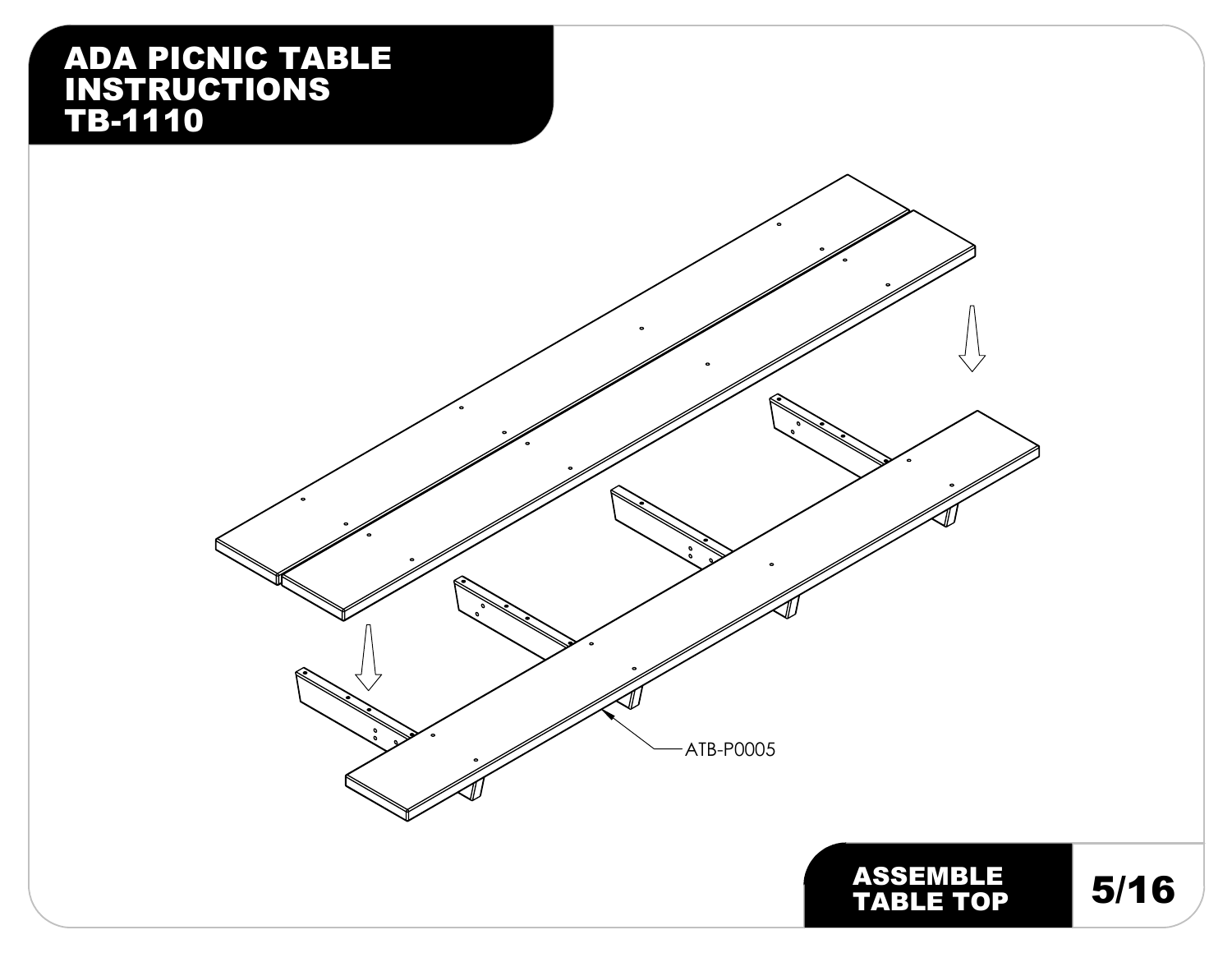# ADA PICNIC TABLE INSTRUCTIONS TB-1110

ATB-P0005

## ASSEMBLE TABLE TOP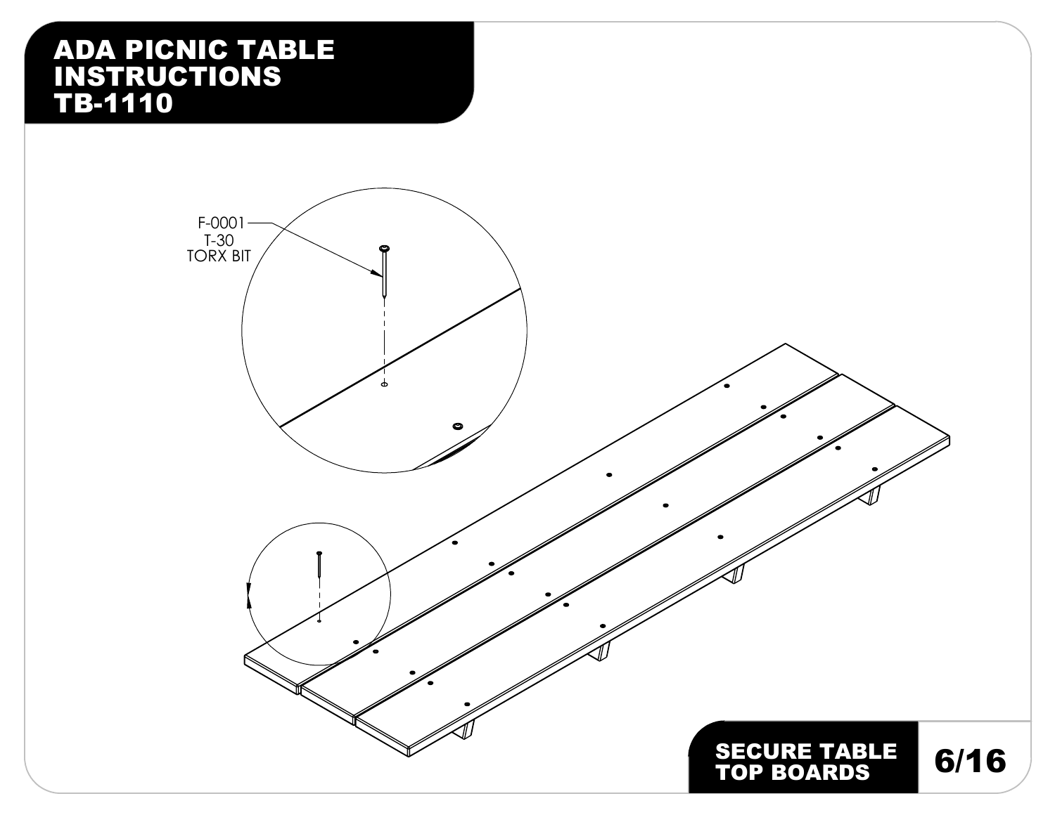# ADA PICNIC TABLE INSTRUCTIONS TB-1110

F-0001
T-30
TORX BIT

## SECURE TABLE TOP BOARDS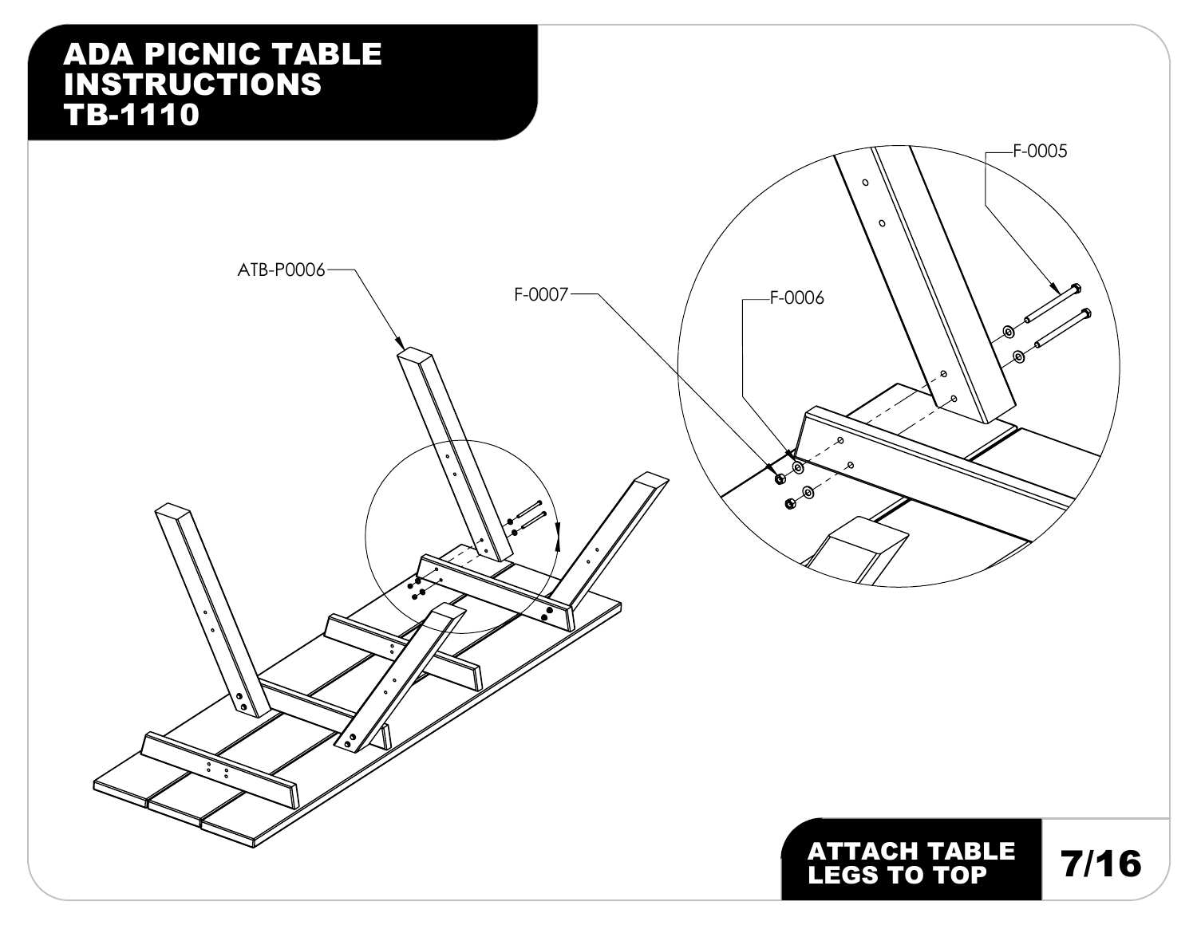# ADA PICNIC TABLE INSTRUCTIONS TB-1110

ATB-P0006

F-0007

F-0006

F-0005

## ATTACH TABLE LEGS TO TOP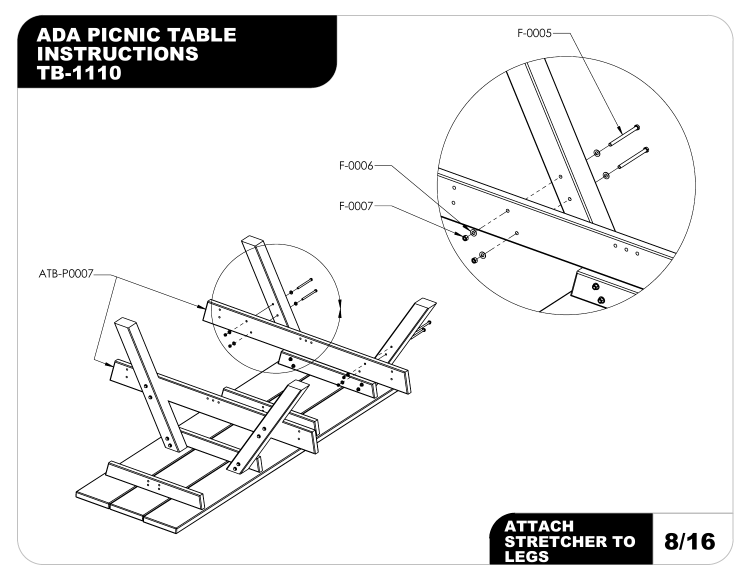# ADA PICNIC TABLE INSTRUCTIONS TB-1110

F-0005

F-0006

F-0007

ATB-P0007

## ATTACH STRETCHER TO LEGS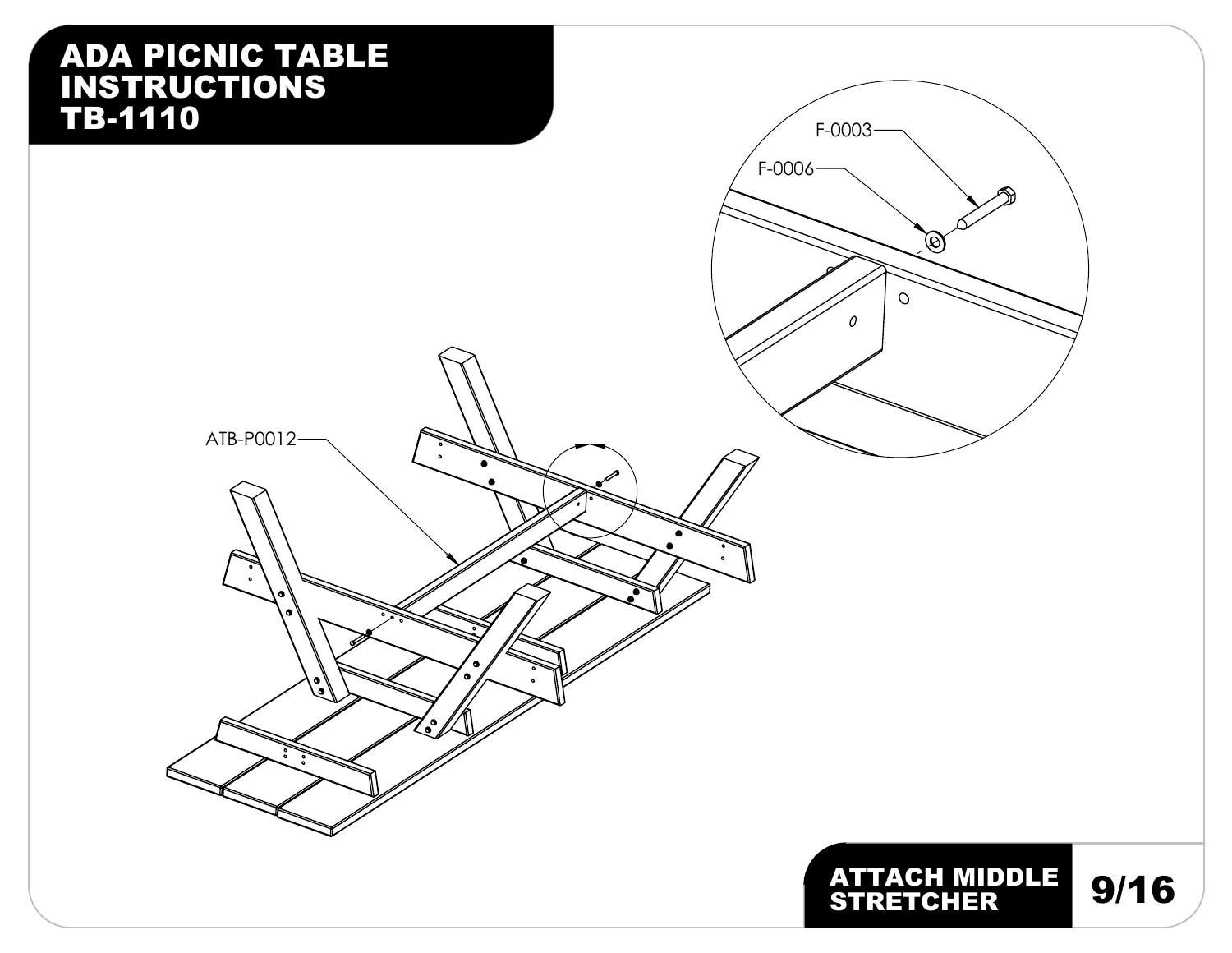# ADA PICNIC TABLE INSTRUCTIONS TB-1110

F-0003

F-0006

ATB-P0012

## ATTACH MIDDLE STRETCHER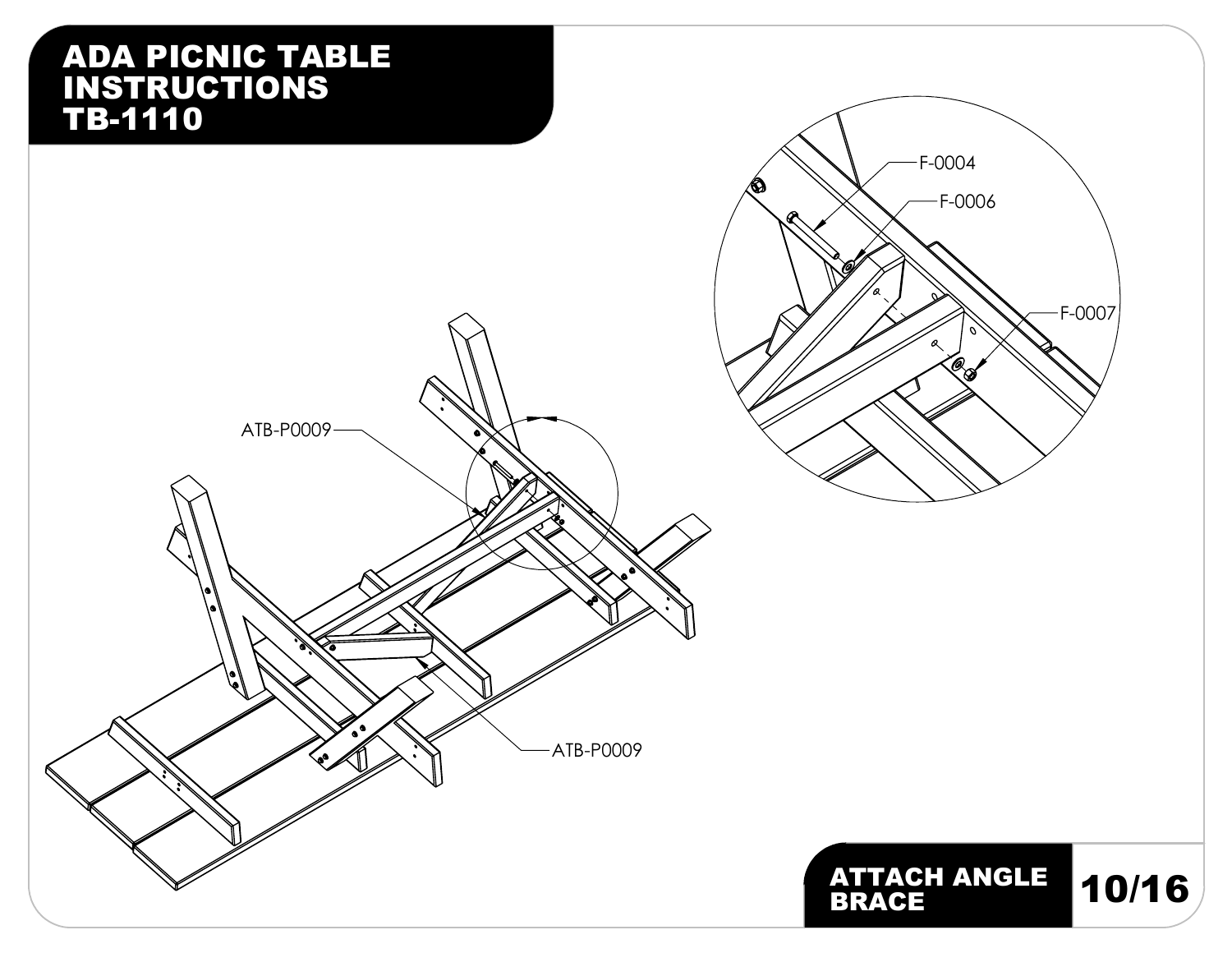# ADA PICNIC TABLE INSTRUCTIONS TB-1110

F-0004

F-0006

F-0007

ATB-P0009

ATB-P0009

## ATTACH ANGLE BRACE

10/16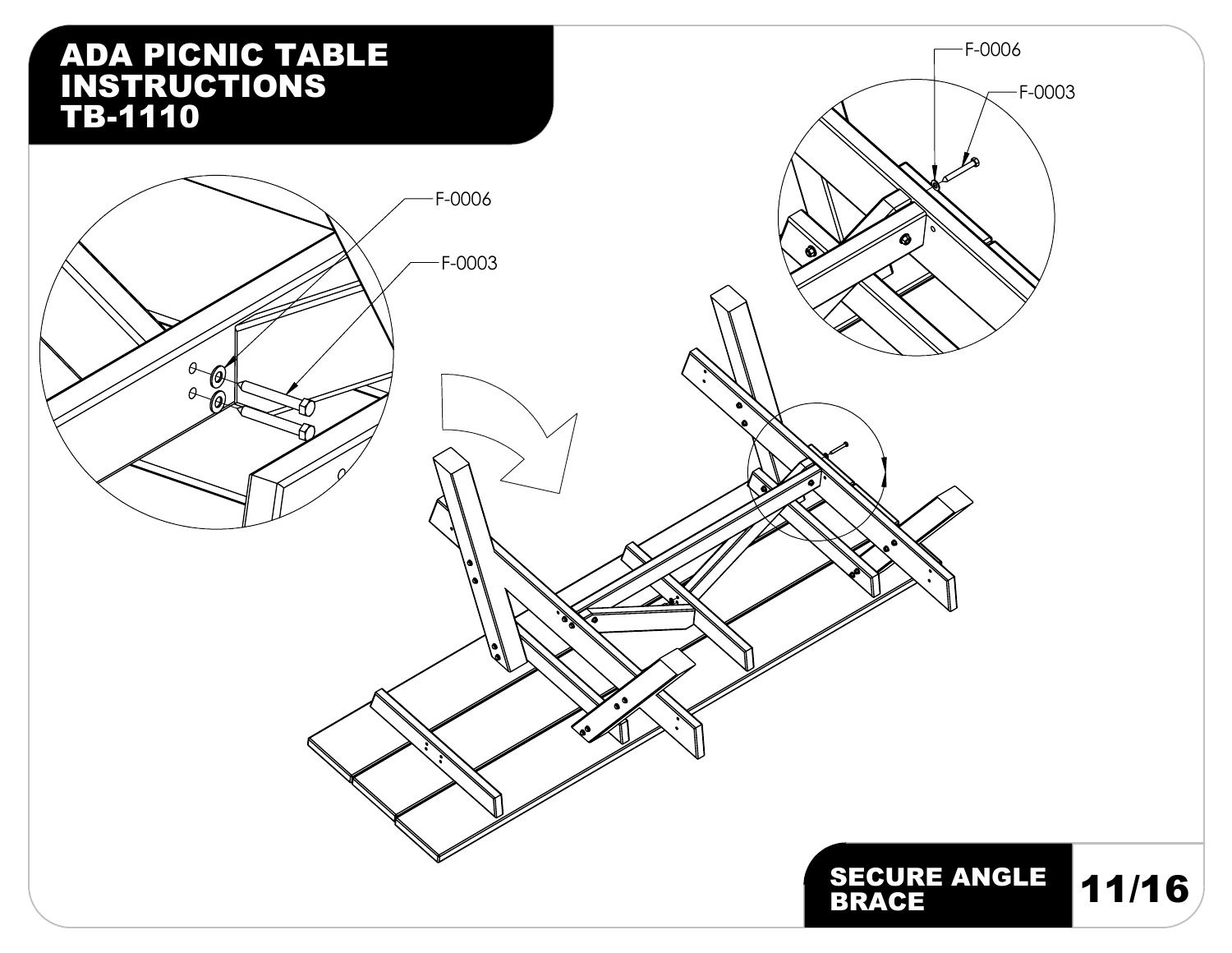# ADA PICNIC TABLE INSTRUCTIONS TB-1110

F-0006

F-0003

F-0006

F-0003

## SECURE ANGLE BRACE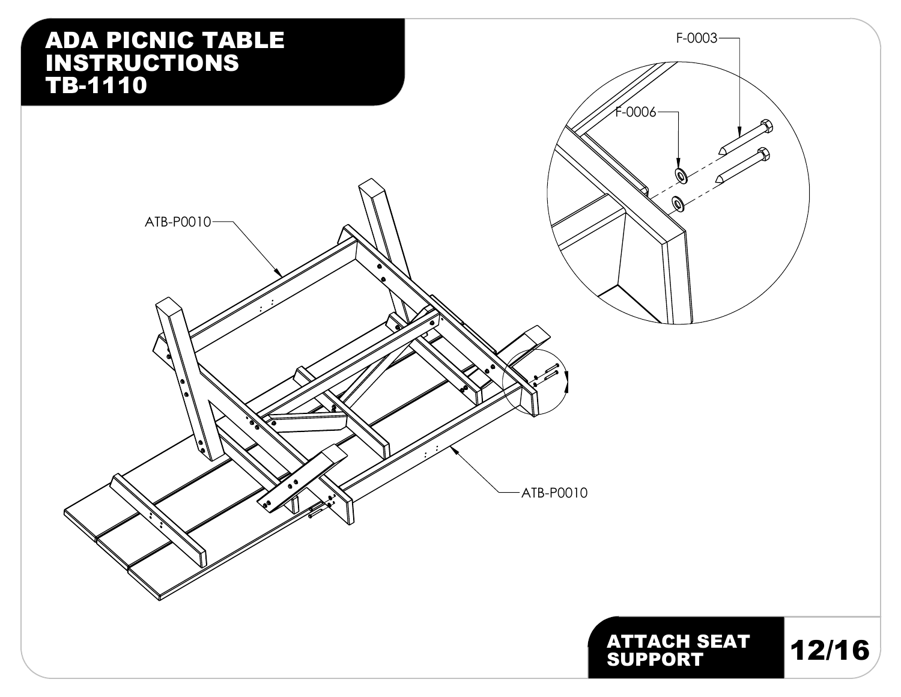# ADA PICNIC TABLE INSTRUCTIONS TB-1110

ATB-P0010

ATB-P0010

F-0003

F-0006

## ATTACH SEAT SUPPORT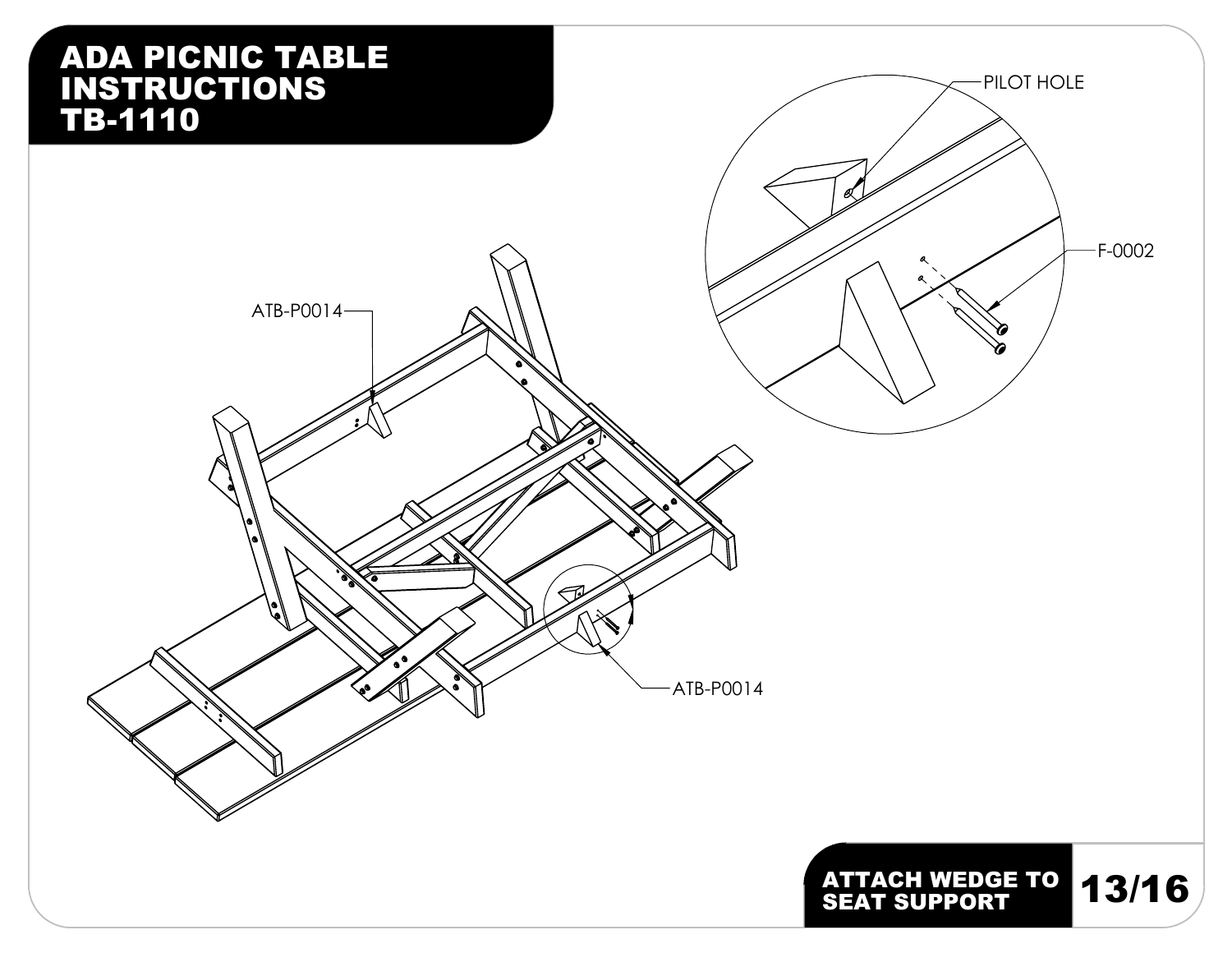# ADA PICNIC TABLE INSTRUCTIONS TB-1110

PILOT HOLE

F-0002

ATB-P0014

ATB-P0014

## ATTACH WEDGE TO SEAT SUPPORT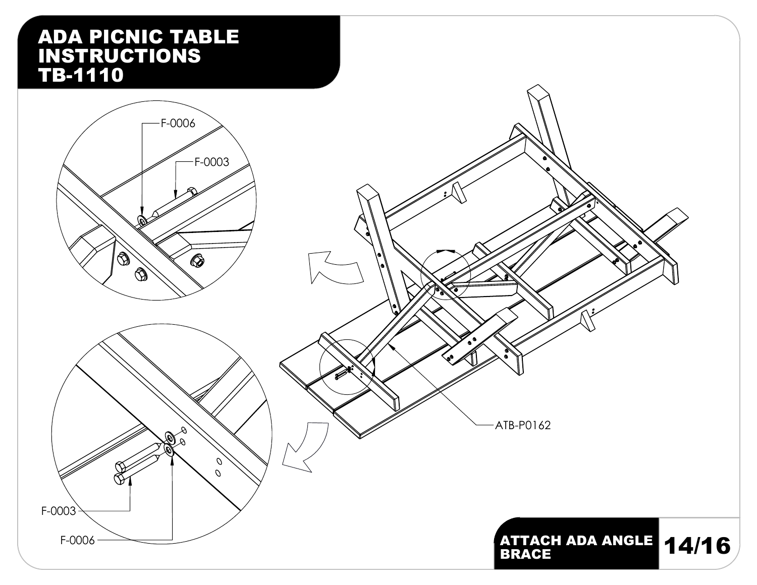# ADA PICNIC TABLE INSTRUCTIONS TB-1110

F-0006

F-0003

ATB-P0162

F-0003

F-0006

## ATTACH ADA ANGLE BRACE

14/16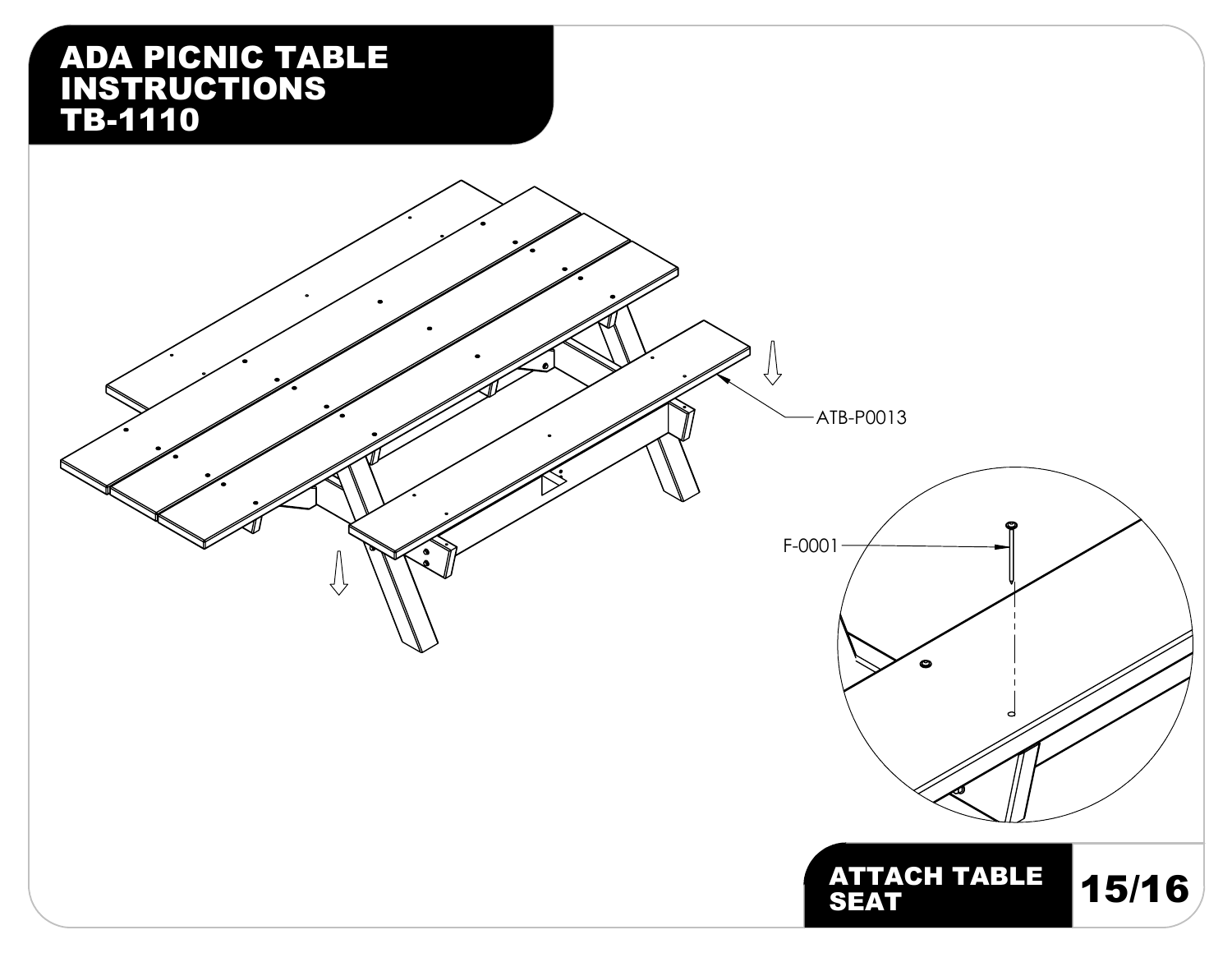# ADA PICNIC TABLE INSTRUCTIONS TB-1110

ATB-P0013

F-0001

## ATTACH TABLE SEAT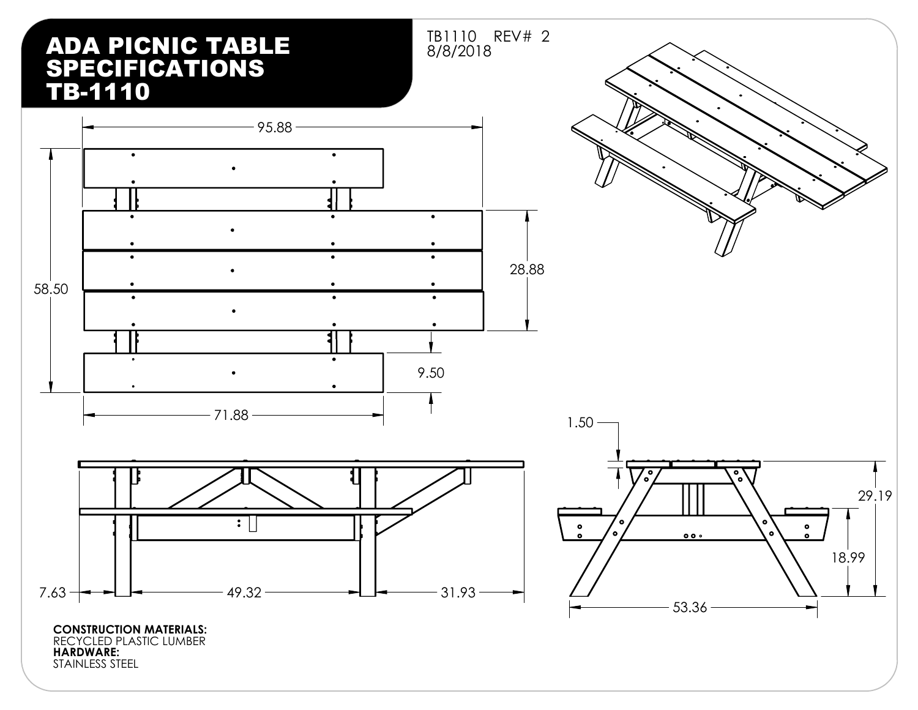# ADA PICNIC TABLE SPECIFICATIONS TB-1110

TB1110 REV# 2
8/8/2018

95.88

58.50

28.88

9.50

71.88

1.50

29.19

18.99

7.63

49.32

31.93

53.36

**CONSTRUCTION MATERIALS:**
RECYCLED PLASTIC LUMBER
**HARDWARE:**
STAINLESS STEEL